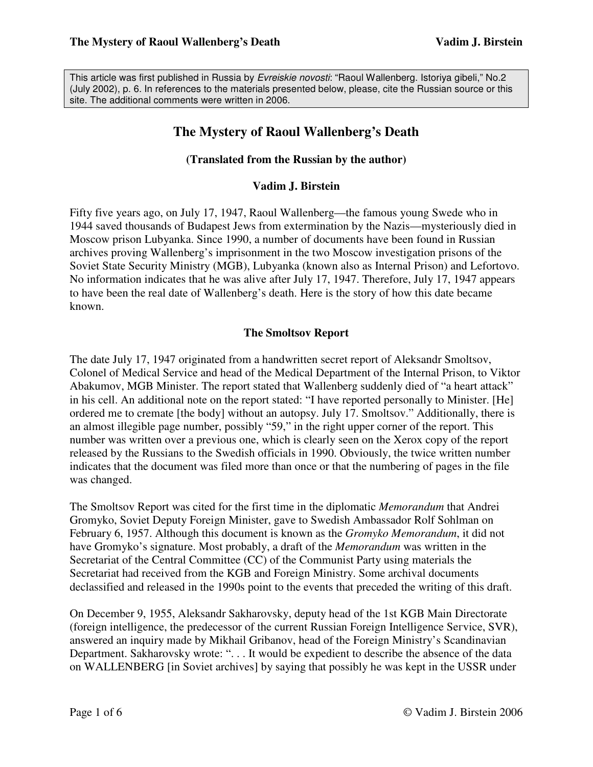This article was first published in Russia by *Evreiskie novosti*: "Raoul Wallenberg. Istoriya gibeli," No.2 (July 2002), p. 6. In references to the materials presented below, please, cite the Russian source or this site. The additional comments were written in 2006.

# The Mystery of Raoul Wallenberg's Death

**(Translated from the Russian by the author)**

**Vadim J. Birstein**

Fifty five years ago, on July 17, 1947, Raoul Wallenberg—the famous young Swede who in 1944 saved thousands of Budapest Jews from extermination by the Nazis—mysteriously died in Moscow prison Lubyanka. Since 1990, a number of documents have been found in Russian archives proving Wallenberg's imprisonment in the two Moscow investigation prisons of the Soviet State Security Ministry (MGB), Lubyanka (known also as Internal Prison) and Lefortovo. No information indicates that he was alive after July 17, 1947. Therefore, July 17, 1947 appears to have been the real date of Wallenberg's death. Here is the story of how this date became known.

## The Smoltsov Report

The date July 17, 1947 originated from a handwritten secret report of Aleksandr Smoltsov, Colonel of Medical Service and head of the Medical Department of the Internal Prison, to Viktor Abakumov, MGB Minister. The report stated that Wallenberg suddenly died of "a heart attack" in his cell. An additional note on the report stated: "I have reported personally to Minister. [He] ordered me to cremate [the body] without an autopsy. July 17. Smoltsov." Additionally, there is an almost illegible page number, possibly "59," in the right upper corner of the report. This number was written over a previous one, which is clearly seen on the Xerox copy of the report released by the Russians to the Swedish officials in 1990. Obviously, the twice written number indicates that the document was filed more than once or that the numbering of pages in the file was changed.

The Smoltsov Report was cited for the first time in the diplomatic *Memorandum* that Andrei Gromyko, Soviet Deputy Foreign Minister, gave to Swedish Ambassador Rolf Sohlman on February 6, 1957. Although this document is known as the *Gromyko Memorandum*, it did not have Gromyko's signature. Most probably, a draft of the *Memorandum* was written in the Secretariat of the Central Committee (CC) of the Communist Party using materials the Secretariat had received from the KGB and Foreign Ministry. Some archival documents declassified and released in the 1990s point to the events that preceded the writing of this draft.

On December 9, 1955, Aleksandr Sakharovsky, deputy head of the 1st KGB Main Directorate (foreign intelligence, the predecessor of the current Russian Foreign Intelligence Service, SVR), answered an inquiry made by Mikhail Gribanov, head of the Foreign Ministry's Scandinavian Department. Sakharovsky wrote: ". . . It would be expedient to describe the absence of the data on WALLENBERG [in Soviet archives] by saying that possibly he was kept in the USSR under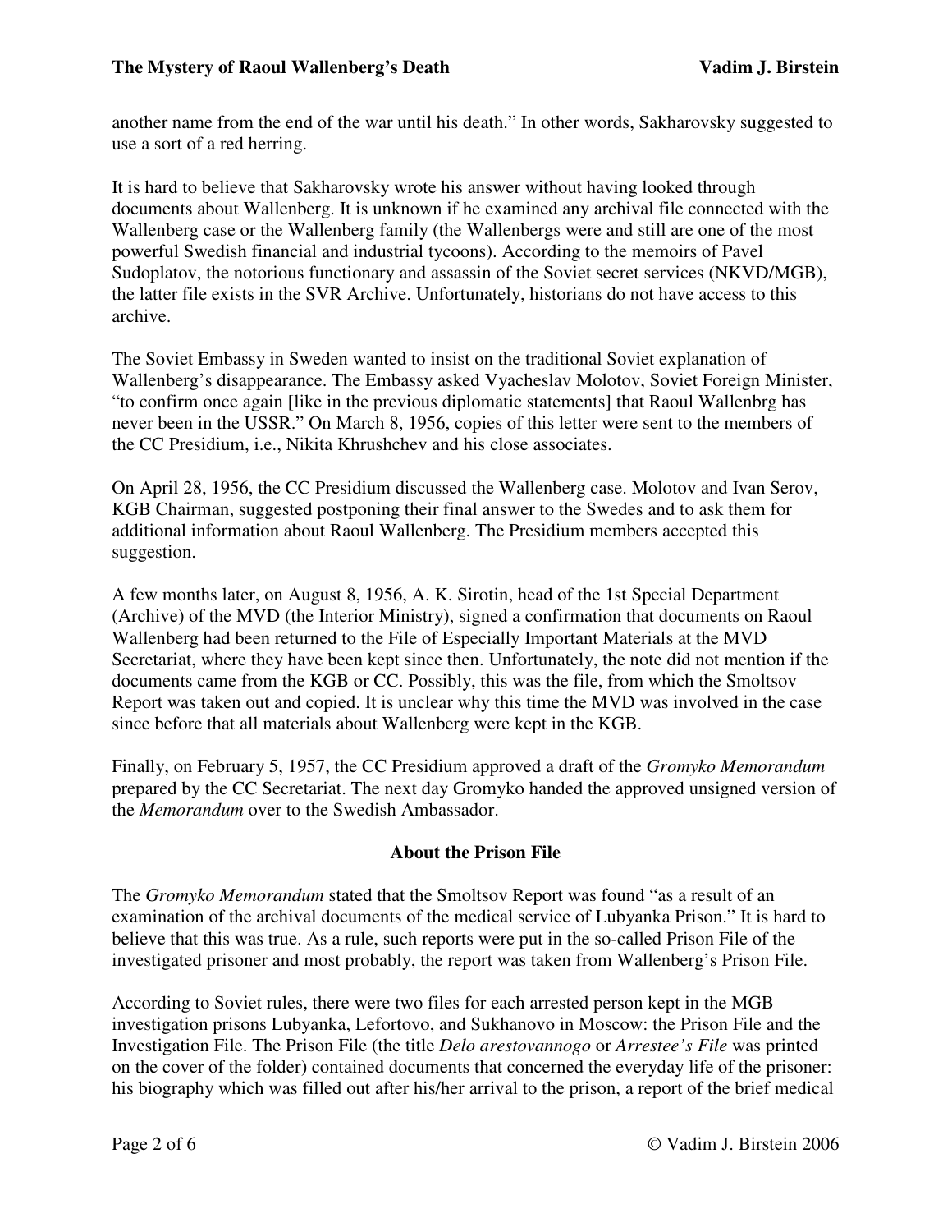another name from the end of the war until his death." In other words, Sakharovsky suggested to use a sort of a red herring.

It is hard to believe that Sakharovsky wrote his answer without having looked through documents about Wallenberg. It is unknown if he examined any archival file connected with the Wallenberg case or the Wallenberg family (the Wallenbergs were and still are one of the most powerful Swedish financial and industrial tycoons). According to the memoirs of Pavel Sudoplatov, the notorious functionary and assassin of the Soviet secret services (NKVD/MGB), the latter file exists in the SVR Archive. Unfortunately, historians do not have access to this archive.

The Soviet Embassy in Sweden wanted to insist on the traditional Soviet explanation of Wallenberg's disappearance. The Embassy asked Vyacheslav Molotov, Soviet Foreign Minister, "to confirm once again [like in the previous diplomatic statements] that Raoul Wallenbrg has never been in the USSR." On March 8, 1956, copies of this letter were sent to the members of the CC Presidium, i.e., Nikita Khrushchev and his close associates.

On April 28, 1956, the CC Presidium discussed the Wallenberg case. Molotov and Ivan Serov, KGB Chairman, suggested postponing their final answer to the Swedes and to ask them for additional information about Raoul Wallenberg. The Presidium members accepted this suggestion.

A few months later, on August 8, 1956, A. K. Sirotin, head of the 1st Special Department (Archive) of the MVD (the Interior Ministry), signed a confirmation that documents on Raoul Wallenberg had been returned to the File of Especially Important Materials at the MVD Secretariat, where they have been kept since then. Unfortunately, the note did not mention if the documents came from the KGB or CC. Possibly, this was the file, from which the Smoltsov Report was taken out and copied. It is unclear why this time the MVD was involved in the case since before that all materials about Wallenberg were kept in the KGB.

Finally, on February 5, 1957, the CC Presidium approved a draft of the *Gromyko Memorandum* prepared by the CC Secretariat. The next day Gromyko handed the approved unsigned version of the *Memorandum* over to the Swedish Ambassador.

## About the Prison File

The *Gromyko Memorandum* stated that the Smoltsov Report was found "as a result of an examination of the archival documents of the medical service of Lubyanka Prison." It is hard to believe that this was true. As a rule, such reports were put in the so-called Prison File of the investigated prisoner and most probably, the report was taken from Wallenberg's Prison File.

According to Soviet rules, there were two files for each arrested person kept in the MGB investigation prisons Lubyanka, Lefortovo, and Sukhanovo in Moscow: the Prison File and the Investigation File. The Prison File (the title *Delo arestovannogo* or *Arrestee's File* was printed on the cover of the folder) contained documents that concerned the everyday life of the prisoner: his biography which was filled out after his/her arrival to the prison, a report of the brief medical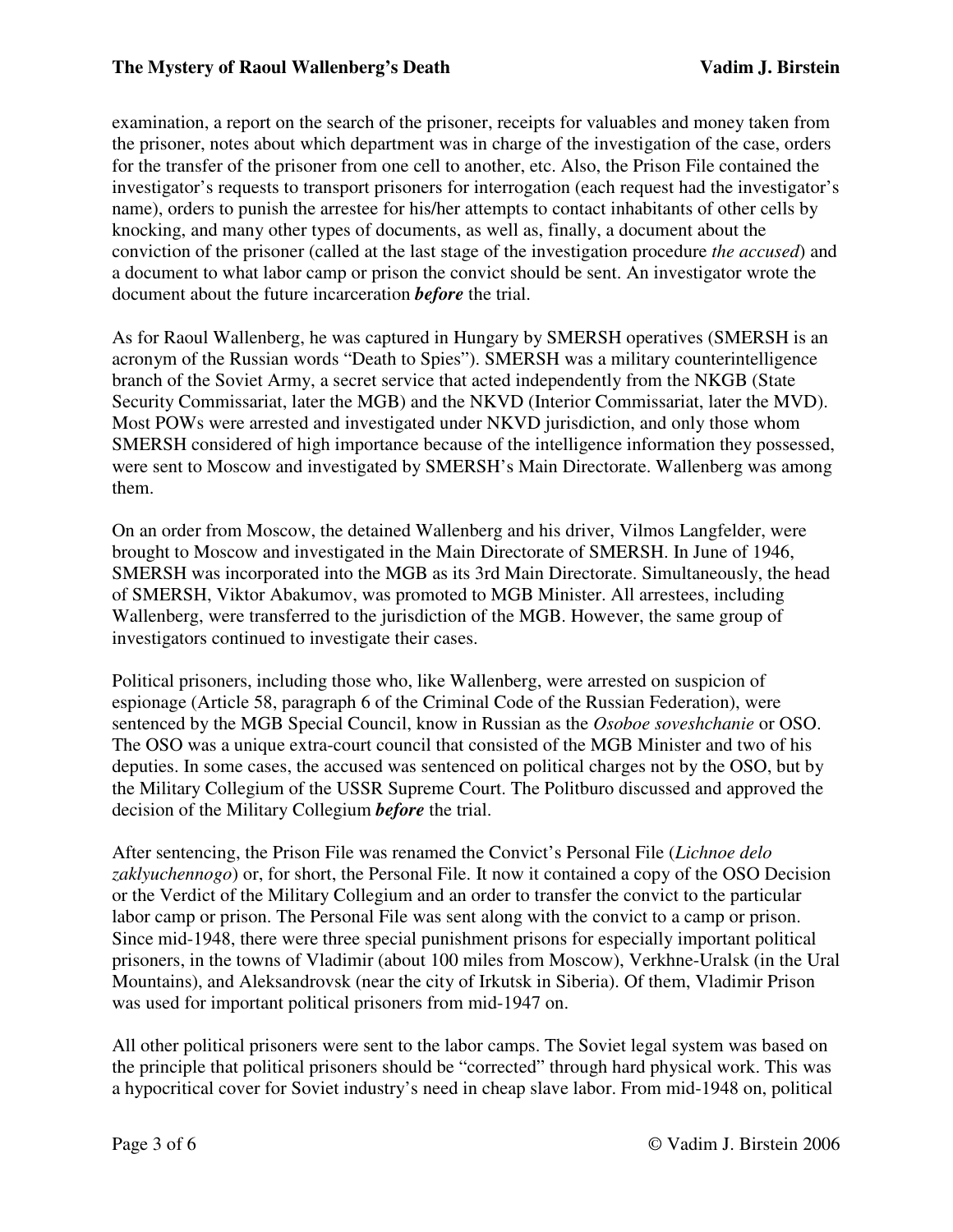examination, a report on the search of the prisoner, receipts for valuables and money taken from the prisoner, notes about which department was in charge of the investigation of the case, orders for the transfer of the prisoner from one cell to another, etc. Also, the Prison File contained the investigator's requests to transport prisoners for interrogation (each request had the investigator's name), orders to punish the arrestee for his/her attempts to contact inhabitants of other cells by knocking, and many other types of documents, as well as, finally, a document about the conviction of the prisoner (called at the last stage of the investigation procedure *the accused*) and a document to what labor camp or prison the convict should be sent. An investigator wrote the document about the future incarceration ***before*** the trial.

As for Raoul Wallenberg, he was captured in Hungary by SMERSH operatives (SMERSH is an acronym of the Russian words "Death to Spies"). SMERSH was a military counterintelligence branch of the Soviet Army, a secret service that acted independently from the NKGB (State Security Commissariat, later the MGB) and the NKVD (Interior Commissariat, later the MVD). Most POWs were arrested and investigated under NKVD jurisdiction, and only those whom SMERSH considered of high importance because of the intelligence information they possessed, were sent to Moscow and investigated by SMERSH's Main Directorate. Wallenberg was among them.

On an order from Moscow, the detained Wallenberg and his driver, Vilmos Langfelder, were brought to Moscow and investigated in the Main Directorate of SMERSH. In June of 1946, SMERSH was incorporated into the MGB as its 3rd Main Directorate. Simultaneously, the head of SMERSH, Viktor Abakumov, was promoted to MGB Minister. All arrestees, including Wallenberg, were transferred to the jurisdiction of the MGB. However, the same group of investigators continued to investigate their cases.

Political prisoners, including those who, like Wallenberg, were arrested on suspicion of espionage (Article 58, paragraph 6 of the Criminal Code of the Russian Federation), were sentenced by the MGB Special Council, know in Russian as the *Osoboe soveshchanie* or OSO. The OSO was a unique extra-court council that consisted of the MGB Minister and two of his deputies. In some cases, the accused was sentenced on political charges not by the OSO, but by the Military Collegium of the USSR Supreme Court. The Politburo discussed and approved the decision of the Military Collegium ***before*** the trial.

After sentencing, the Prison File was renamed the Convict's Personal File (*Lichnoe delo zaklyuchennogo*) or, for short, the Personal File. It now it contained a copy of the OSO Decision or the Verdict of the Military Collegium and an order to transfer the convict to the particular labor camp or prison. The Personal File was sent along with the convict to a camp or prison. Since mid-1948, there were three special punishment prisons for especially important political prisoners, in the towns of Vladimir (about 100 miles from Moscow), Verkhne-Uralsk (in the Ural Mountains), and Aleksandrovsk (near the city of Irkutsk in Siberia). Of them, Vladimir Prison was used for important political prisoners from mid-1947 on.

All other political prisoners were sent to the labor camps. The Soviet legal system was based on the principle that political prisoners should be "corrected" through hard physical work. This was a hypocritical cover for Soviet industry's need in cheap slave labor. From mid-1948 on, political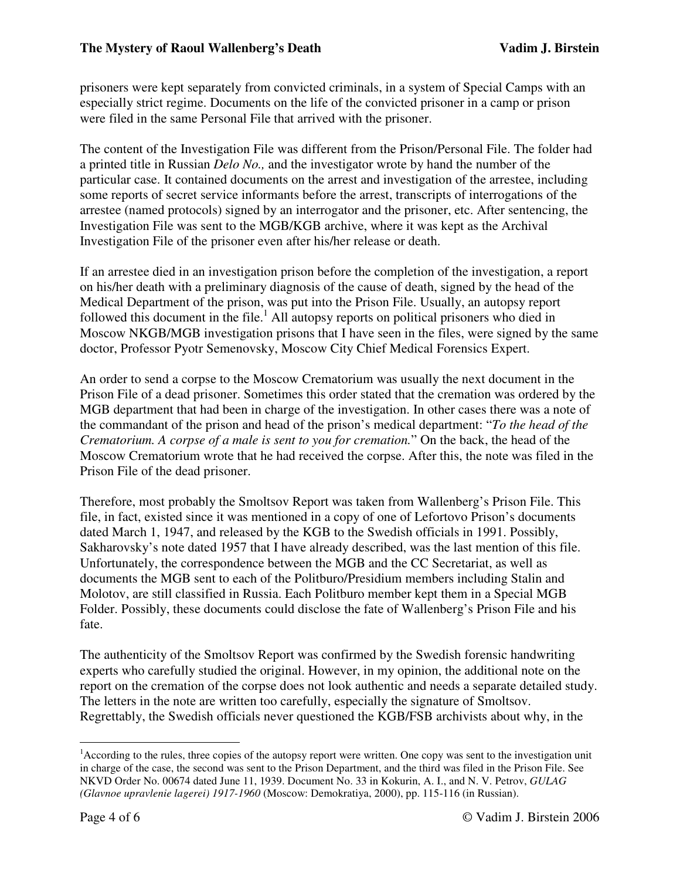prisoners were kept separately from convicted criminals, in a system of Special Camps with an especially strict regime. Documents on the life of the convicted prisoner in a camp or prison were filed in the same Personal File that arrived with the prisoner.

The content of the Investigation File was different from the Prison/Personal File. The folder had a printed title in Russian *Delo No.,* and the investigator wrote by hand the number of the particular case. It contained documents on the arrest and investigation of the arrestee, including some reports of secret service informants before the arrest, transcripts of interrogations of the arrestee (named protocols) signed by an interrogator and the prisoner, etc. After sentencing, the Investigation File was sent to the MGB/KGB archive, where it was kept as the Archival Investigation File of the prisoner even after his/her release or death.

If an arrestee died in an investigation prison before the completion of the investigation, a report on his/her death with a preliminary diagnosis of the cause of death, signed by the head of the Medical Department of the prison, was put into the Prison File. Usually, an autopsy report followed this document in the file.[1] All autopsy reports on political prisoners who died in Moscow NKGB/MGB investigation prisons that I have seen in the files, were signed by the same doctor, Professor Pyotr Semenovsky, Moscow City Chief Medical Forensics Expert.

An order to send a corpse to the Moscow Crematorium was usually the next document in the Prison File of a dead prisoner. Sometimes this order stated that the cremation was ordered by the MGB department that had been in charge of the investigation. In other cases there was a note of the commandant of the prison and head of the prison's medical department: "*To the head of the Crematorium. A corpse of a male is sent to you for cremation.*" On the back, the head of the Moscow Crematorium wrote that he had received the corpse. After this, the note was filed in the Prison File of the dead prisoner.

Therefore, most probably the Smoltsov Report was taken from Wallenberg's Prison File. This file, in fact, existed since it was mentioned in a copy of one of Lefortovo Prison's documents dated March 1, 1947, and released by the KGB to the Swedish officials in 1991. Possibly, Sakharovsky's note dated 1957 that I have already described, was the last mention of this file. Unfortunately, the correspondence between the MGB and the CC Secretariat, as well as documents the MGB sent to each of the Politburo/Presidium members including Stalin and Molotov, are still classified in Russia. Each Politburo member kept them in a Special MGB Folder. Possibly, these documents could disclose the fate of Wallenberg's Prison File and his fate.

The authenticity of the Smoltsov Report was confirmed by the Swedish forensic handwriting experts who carefully studied the original. However, in my opinion, the additional note on the report on the cremation of the corpse does not look authentic and needs a separate detailed study. The letters in the note are written too carefully, especially the signature of Smoltsov. Regrettably, the Swedish officials never questioned the KGB/FSB archivists about why, in the

---

[1] According to the rules, three copies of the autopsy report were written. One copy was sent to the investigation unit in charge of the case, the second was sent to the Prison Department, and the third was filed in the Prison File. See NKVD Order No. 00674 dated June 11, 1939. Document No. 33 in Kokurin, A. I., and N. V. Petrov, *GULAG (Glavnoe upravlenie lagerei) 1917-1960* (Moscow: Demokratiya, 2000), pp. 115-116 (in Russian).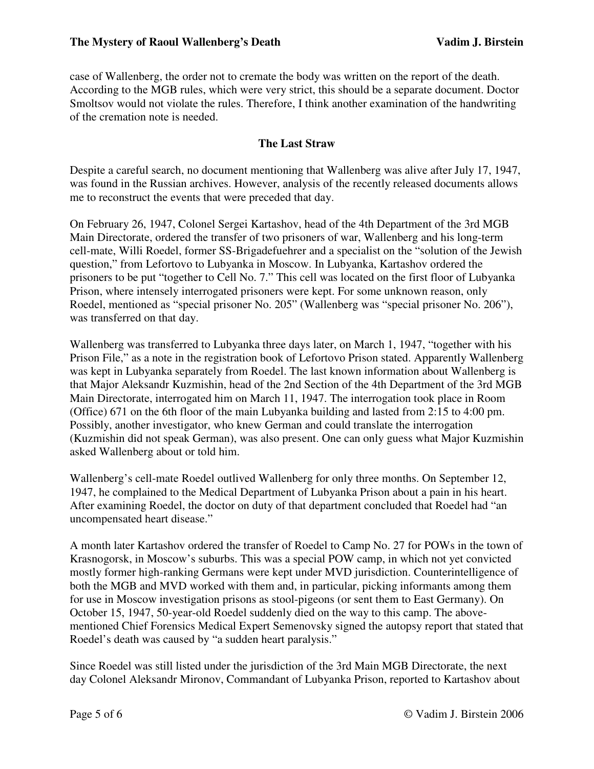case of Wallenberg, the order not to cremate the body was written on the report of the death. According to the MGB rules, which were very strict, this should be a separate document. Doctor Smoltsov would not violate the rules. Therefore, I think another examination of the handwriting of the cremation note is needed.

## The Last Straw

Despite a careful search, no document mentioning that Wallenberg was alive after July 17, 1947, was found in the Russian archives. However, analysis of the recently released documents allows me to reconstruct the events that were preceded that day.

On February 26, 1947, Colonel Sergei Kartashov, head of the 4th Department of the 3rd MGB Main Directorate, ordered the transfer of two prisoners of war, Wallenberg and his long-term cell-mate, Willi Roedel, former SS-Brigadefuehrer and a specialist on the "solution of the Jewish question," from Lefortovo to Lubyanka in Moscow. In Lubyanka, Kartashov ordered the prisoners to be put "together to Cell No. 7." This cell was located on the first floor of Lubyanka Prison, where intensely interrogated prisoners were kept. For some unknown reason, only Roedel, mentioned as "special prisoner No. 205" (Wallenberg was "special prisoner No. 206"), was transferred on that day.

Wallenberg was transferred to Lubyanka three days later, on March 1, 1947, "together with his Prison File," as a note in the registration book of Lefortovo Prison stated. Apparently Wallenberg was kept in Lubyanka separately from Roedel. The last known information about Wallenberg is that Major Aleksandr Kuzmishin, head of the 2nd Section of the 4th Department of the 3rd MGB Main Directorate, interrogated him on March 11, 1947. The interrogation took place in Room (Office) 671 on the 6th floor of the main Lubyanka building and lasted from 2:15 to 4:00 pm. Possibly, another investigator, who knew German and could translate the interrogation (Kuzmishin did not speak German), was also present. One can only guess what Major Kuzmishin asked Wallenberg about or told him.

Wallenberg's cell-mate Roedel outlived Wallenberg for only three months. On September 12, 1947, he complained to the Medical Department of Lubyanka Prison about a pain in his heart. After examining Roedel, the doctor on duty of that department concluded that Roedel had "an uncompensated heart disease."

A month later Kartashov ordered the transfer of Roedel to Camp No. 27 for POWs in the town of Krasnogorsk, in Moscow's suburbs. This was a special POW camp, in which not yet convicted mostly former high-ranking Germans were kept under MVD jurisdiction. Counterintelligence of both the MGB and MVD worked with them and, in particular, picking informants among them for use in Moscow investigation prisons as stool-pigeons (or sent them to East Germany). On October 15, 1947, 50-year-old Roedel suddenly died on the way to this camp. The above-mentioned Chief Forensics Medical Expert Semenovsky signed the autopsy report that stated that Roedel's death was caused by "a sudden heart paralysis."

Since Roedel was still listed under the jurisdiction of the 3rd Main MGB Directorate, the next day Colonel Aleksandr Mironov, Commandant of Lubyanka Prison, reported to Kartashov about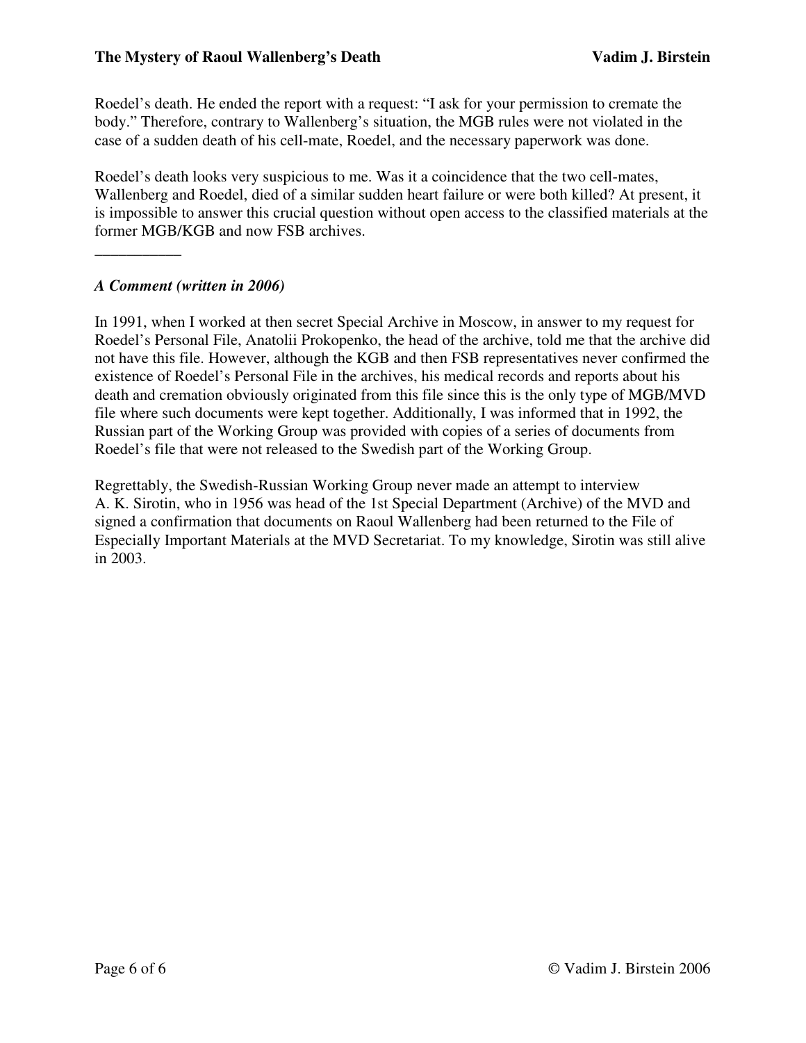Roedel's death. He ended the report with a request: "I ask for your permission to cremate the body." Therefore, contrary to Wallenberg's situation, the MGB rules were not violated in the case of a sudden death of his cell-mate, Roedel, and the necessary paperwork was done.

Roedel's death looks very suspicious to me. Was it a coincidence that the two cell-mates, Wallenberg and Roedel, died of a similar sudden heart failure or were both killed? At present, it is impossible to answer this crucial question without open access to the classified materials at the former MGB/KGB and now FSB archives.

___________

***A Comment (written in 2006)***

In 1991, when I worked at then secret Special Archive in Moscow, in answer to my request for Roedel's Personal File, Anatolii Prokopenko, the head of the archive, told me that the archive did not have this file. However, although the KGB and then FSB representatives never confirmed the existence of Roedel's Personal File in the archives, his medical records and reports about his death and cremation obviously originated from this file since this is the only type of MGB/MVD file where such documents were kept together. Additionally, I was informed that in 1992, the Russian part of the Working Group was provided with copies of a series of documents from Roedel's file that were not released to the Swedish part of the Working Group.

Regrettably, the Swedish-Russian Working Group never made an attempt to interview A. K. Sirotin, who in 1956 was head of the 1st Special Department (Archive) of the MVD and signed a confirmation that documents on Raoul Wallenberg had been returned to the File of Especially Important Materials at the MVD Secretariat. To my knowledge, Sirotin was still alive in 2003.